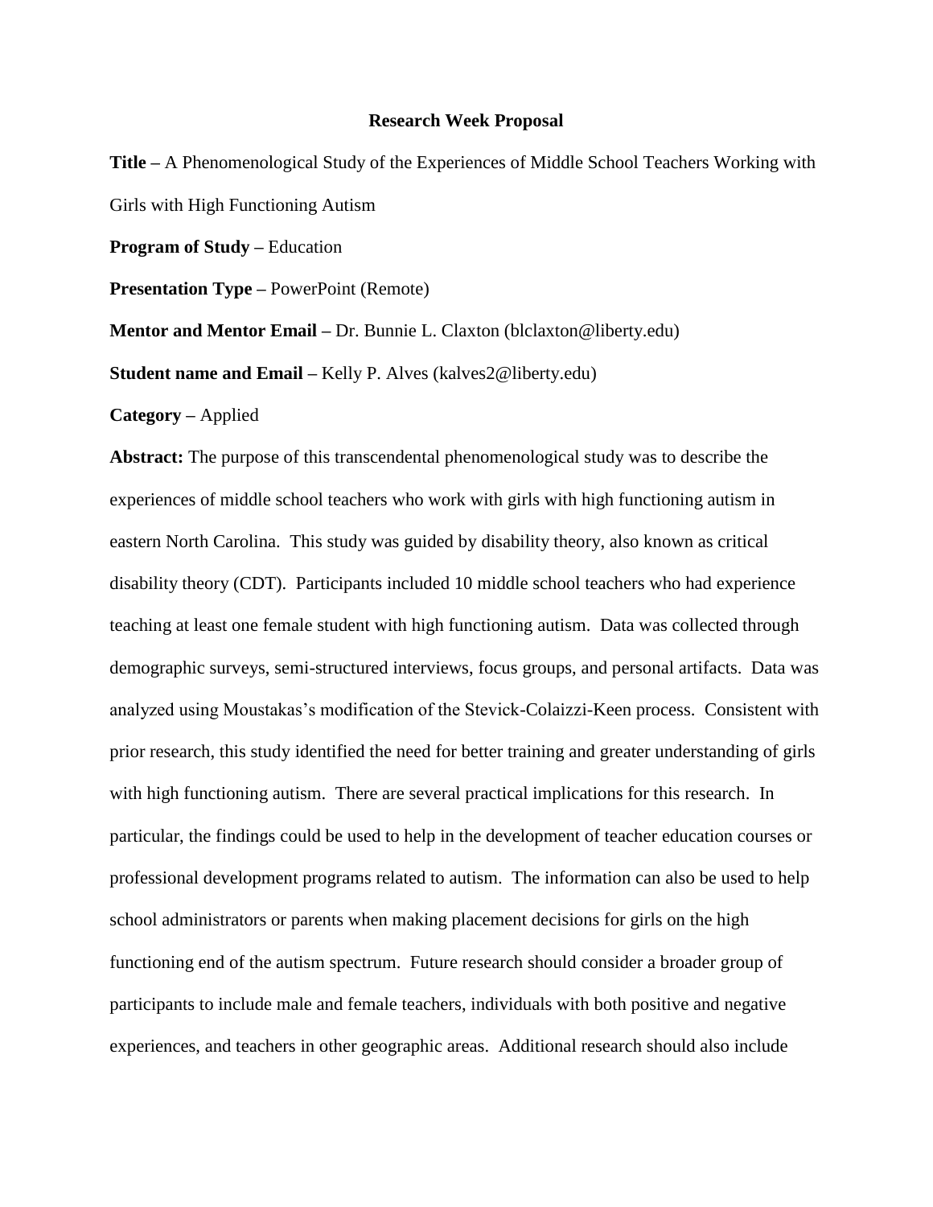# Research Week Proposal

**Title –** A Phenomenological Study of the Experiences of Middle School Teachers Working with Girls with High Functioning Autism

**Program of Study –** Education

**Presentation Type –** PowerPoint (Remote)

**Mentor and Mentor Email –** Dr. Bunnie L. Claxton (blclaxton@liberty.edu)

**Student name and Email –** Kelly P. Alves (kalves2@liberty.edu)

**Category –** Applied

**Abstract:** The purpose of this transcendental phenomenological study was to describe the experiences of middle school teachers who work with girls with high functioning autism in eastern North Carolina. This study was guided by disability theory, also known as critical disability theory (CDT). Participants included 10 middle school teachers who had experience teaching at least one female student with high functioning autism. Data was collected through demographic surveys, semi-structured interviews, focus groups, and personal artifacts. Data was analyzed using Moustakas's modification of the Stevick-Colaizzi-Keen process. Consistent with prior research, this study identified the need for better training and greater understanding of girls with high functioning autism. There are several practical implications for this research. In particular, the findings could be used to help in the development of teacher education courses or professional development programs related to autism. The information can also be used to help school administrators or parents when making placement decisions for girls on the high functioning end of the autism spectrum. Future research should consider a broader group of participants to include male and female teachers, individuals with both positive and negative experiences, and teachers in other geographic areas. Additional research should also include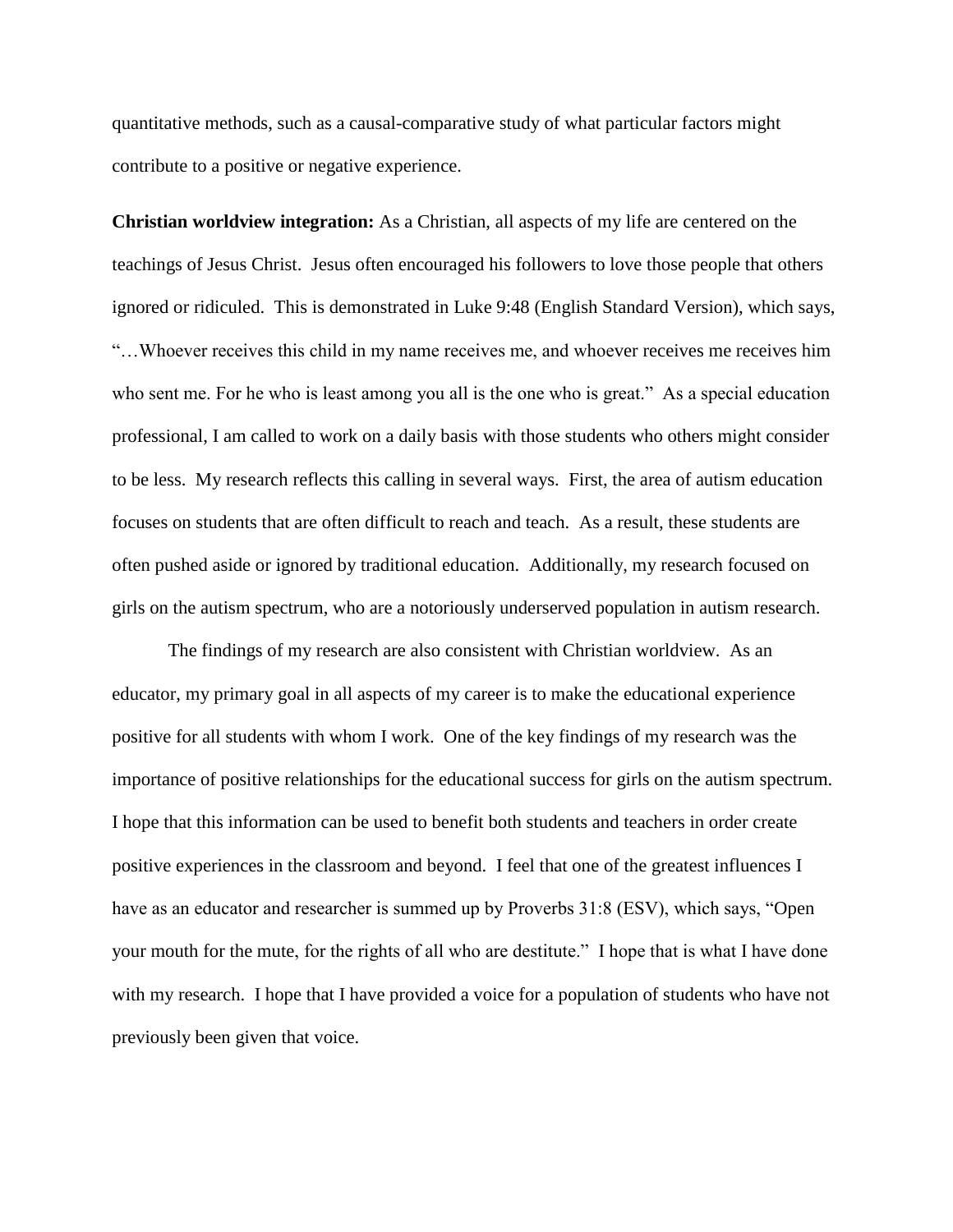quantitative methods, such as a causal-comparative study of what particular factors might contribute to a positive or negative experience.

**Christian worldview integration:** As a Christian, all aspects of my life are centered on the teachings of Jesus Christ. Jesus often encouraged his followers to love those people that others ignored or ridiculed. This is demonstrated in Luke 9:48 (English Standard Version), which says, "…Whoever receives this child in my name receives me, and whoever receives me receives him who sent me. For he who is least among you all is the one who is great." As a special education professional, I am called to work on a daily basis with those students who others might consider to be less. My research reflects this calling in several ways. First, the area of autism education focuses on students that are often difficult to reach and teach. As a result, these students are often pushed aside or ignored by traditional education. Additionally, my research focused on girls on the autism spectrum, who are a notoriously underserved population in autism research.

The findings of my research are also consistent with Christian worldview. As an educator, my primary goal in all aspects of my career is to make the educational experience positive for all students with whom I work. One of the key findings of my research was the importance of positive relationships for the educational success for girls on the autism spectrum. I hope that this information can be used to benefit both students and teachers in order create positive experiences in the classroom and beyond. I feel that one of the greatest influences I have as an educator and researcher is summed up by Proverbs 31:8 (ESV), which says, "Open your mouth for the mute, for the rights of all who are destitute." I hope that is what I have done with my research. I hope that I have provided a voice for a population of students who have not previously been given that voice.